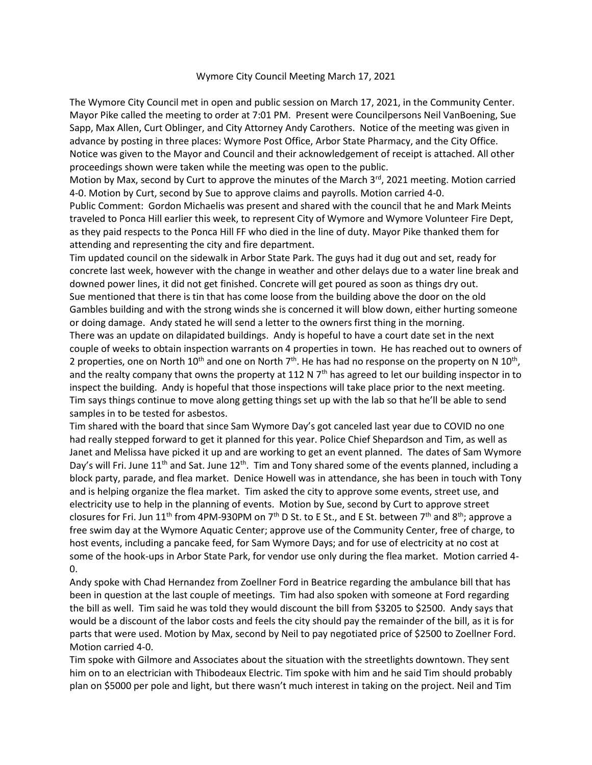# Wymore City Council Meeting March 17, 2021

The Wymore City Council met in open and public session on March 17, 2021, in the Community Center. Mayor Pike called the meeting to order at 7:01 PM. Present were Councilpersons Neil VanBoening, Sue Sapp, Max Allen, Curt Oblinger, and City Attorney Andy Carothers. Notice of the meeting was given in advance by posting in three places: Wymore Post Office, Arbor State Pharmacy, and the City Office. Notice was given to the Mayor and Council and their acknowledgement of receipt is attached. All other proceedings shown were taken while the meeting was open to the public.

Motion by Max, second by Curt to approve the minutes of the March 3rd, 2021 meeting. Motion carried 4-0. Motion by Curt, second by Sue to approve claims and payrolls. Motion carried 4-0.

Public Comment: Gordon Michaelis was present and shared with the council that he and Mark Meints traveled to Ponca Hill earlier this week, to represent City of Wymore and Wymore Volunteer Fire Dept, as they paid respects to the Ponca Hill FF who died in the line of duty. Mayor Pike thanked them for attending and representing the city and fire department.

Tim updated council on the sidewalk in Arbor State Park. The guys had it dug out and set, ready for concrete last week, however with the change in weather and other delays due to a water line break and downed power lines, it did not get finished. Concrete will get poured as soon as things dry out.

Sue mentioned that there is tin that has come loose from the building above the door on the old Gambles building and with the strong winds she is concerned it will blow down, either hurting someone or doing damage. Andy stated he will send a letter to the owners first thing in the morning.

There was an update on dilapidated buildings. Andy is hopeful to have a court date set in the next couple of weeks to obtain inspection warrants on 4 properties in town. He has reached out to owners of 2 properties, one on North 10th and one on North 7th. He has had no response on the property on N 10th, and the realty company that owns the property at 112 N 7th has agreed to let our building inspector in to inspect the building. Andy is hopeful that those inspections will take place prior to the next meeting. Tim says things continue to move along getting things set up with the lab so that he'll be able to send samples in to be tested for asbestos.

Tim shared with the board that since Sam Wymore Day's got canceled last year due to COVID no one had really stepped forward to get it planned for this year. Police Chief Shepardson and Tim, as well as Janet and Melissa have picked it up and are working to get an event planned. The dates of Sam Wymore Day's will Fri. June 11th and Sat. June 12th. Tim and Tony shared some of the events planned, including a block party, parade, and flea market. Denice Howell was in attendance, she has been in touch with Tony and is helping organize the flea market. Tim asked the city to approve some events, street use, and electricity use to help in the planning of events. Motion by Sue, second by Curt to approve street closures for Fri. Jun 11th from 4PM-930PM on 7th D St. to E St., and E St. between 7th and 8th; approve a free swim day at the Wymore Aquatic Center; approve use of the Community Center, free of charge, to host events, including a pancake feed, for Sam Wymore Days; and for use of electricity at no cost at some of the hook-ups in Arbor State Park, for vendor use only during the flea market. Motion carried 4-0.

Andy spoke with Chad Hernandez from Zoellner Ford in Beatrice regarding the ambulance bill that has been in question at the last couple of meetings. Tim had also spoken with someone at Ford regarding the bill as well. Tim said he was told they would discount the bill from $3205 to $2500. Andy says that would be a discount of the labor costs and feels the city should pay the remainder of the bill, as it is for parts that were used. Motion by Max, second by Neil to pay negotiated price of $2500 to Zoellner Ford. Motion carried 4-0.

Tim spoke with Gilmore and Associates about the situation with the streetlights downtown. They sent him on to an electrician with Thibodeaux Electric. Tim spoke with him and he said Tim should probably plan on $5000 per pole and light, but there wasn't much interest in taking on the project. Neil and Tim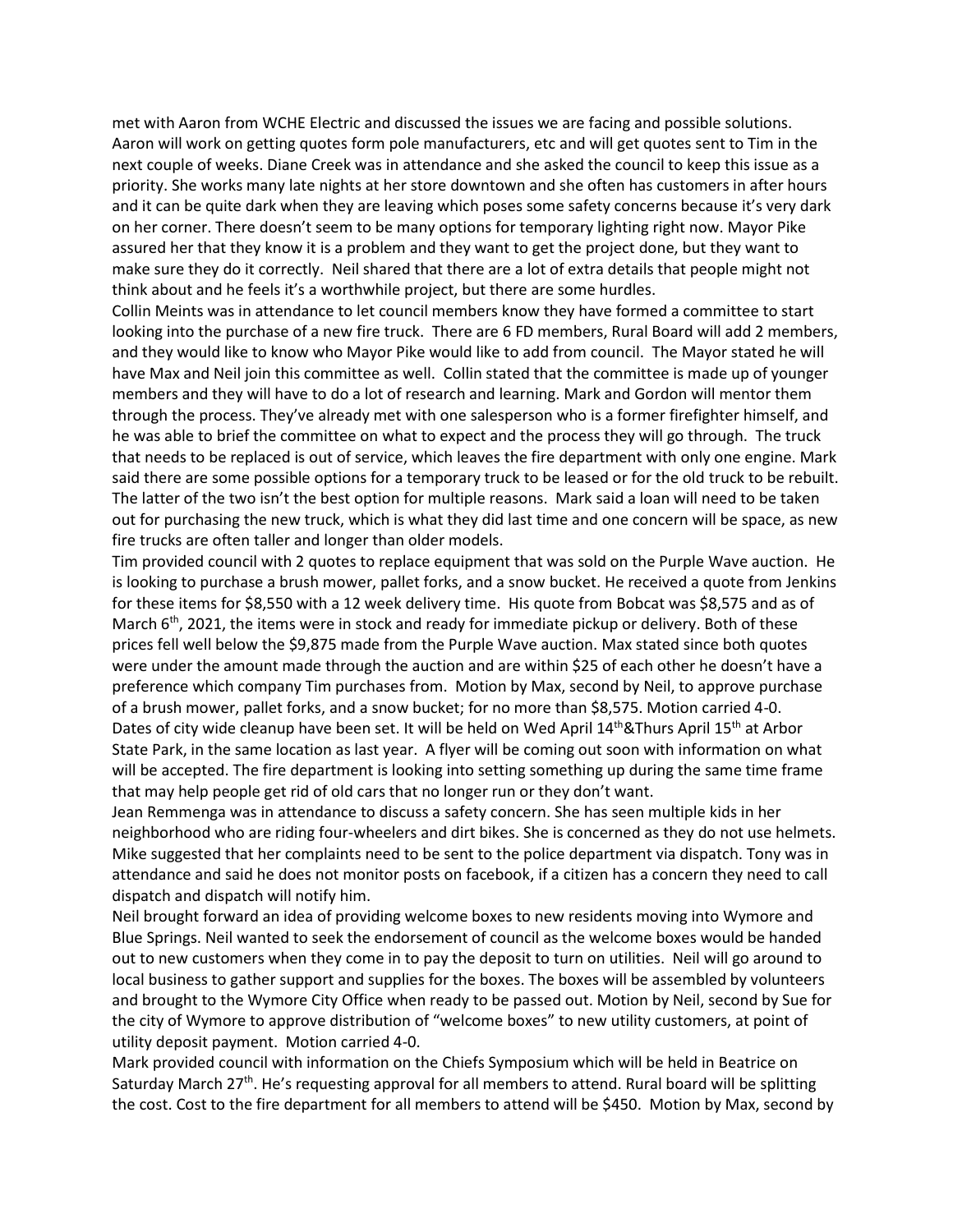met with Aaron from WCHE Electric and discussed the issues we are facing and possible solutions. Aaron will work on getting quotes form pole manufacturers, etc and will get quotes sent to Tim in the next couple of weeks. Diane Creek was in attendance and she asked the council to keep this issue as a priority. She works many late nights at her store downtown and she often has customers in after hours and it can be quite dark when they are leaving which poses some safety concerns because it's very dark on her corner. There doesn't seem to be many options for temporary lighting right now. Mayor Pike assured her that they know it is a problem and they want to get the project done, but they want to make sure they do it correctly. Neil shared that there are a lot of extra details that people might not think about and he feels it's a worthwhile project, but there are some hurdles.

Collin Meints was in attendance to let council members know they have formed a committee to start looking into the purchase of a new fire truck. There are 6 FD members, Rural Board will add 2 members, and they would like to know who Mayor Pike would like to add from council. The Mayor stated he will have Max and Neil join this committee as well. Collin stated that the committee is made up of younger members and they will have to do a lot of research and learning. Mark and Gordon will mentor them through the process. They've already met with one salesperson who is a former firefighter himself, and he was able to brief the committee on what to expect and the process they will go through. The truck that needs to be replaced is out of service, which leaves the fire department with only one engine. Mark said there are some possible options for a temporary truck to be leased or for the old truck to be rebuilt. The latter of the two isn't the best option for multiple reasons. Mark said a loan will need to be taken out for purchasing the new truck, which is what they did last time and one concern will be space, as new fire trucks are often taller and longer than older models.

Tim provided council with 2 quotes to replace equipment that was sold on the Purple Wave auction. He is looking to purchase a brush mower, pallet forks, and a snow bucket. He received a quote from Jenkins for these items for $8,550 with a 12 week delivery time. His quote from Bobcat was $8,575 and as of March 6th, 2021, the items were in stock and ready for immediate pickup or delivery. Both of these prices fell well below the $9,875 made from the Purple Wave auction. Max stated since both quotes were under the amount made through the auction and are within $25 of each other he doesn't have a preference which company Tim purchases from. Motion by Max, second by Neil, to approve purchase of a brush mower, pallet forks, and a snow bucket; for no more than $8,575. Motion carried 4-0.

Dates of city wide cleanup have been set. It will be held on Wed April 14th&Thurs April 15th at Arbor State Park, in the same location as last year. A flyer will be coming out soon with information on what will be accepted. The fire department is looking into setting something up during the same time frame that may help people get rid of old cars that no longer run or they don't want.

Jean Remmenga was in attendance to discuss a safety concern. She has seen multiple kids in her neighborhood who are riding four-wheelers and dirt bikes. She is concerned as they do not use helmets. Mike suggested that her complaints need to be sent to the police department via dispatch. Tony was in attendance and said he does not monitor posts on facebook, if a citizen has a concern they need to call dispatch and dispatch will notify him.

Neil brought forward an idea of providing welcome boxes to new residents moving into Wymore and Blue Springs. Neil wanted to seek the endorsement of council as the welcome boxes would be handed out to new customers when they come in to pay the deposit to turn on utilities. Neil will go around to local business to gather support and supplies for the boxes. The boxes will be assembled by volunteers and brought to the Wymore City Office when ready to be passed out. Motion by Neil, second by Sue for the city of Wymore to approve distribution of "welcome boxes" to new utility customers, at point of utility deposit payment. Motion carried 4-0.

Mark provided council with information on the Chiefs Symposium which will be held in Beatrice on Saturday March 27th. He's requesting approval for all members to attend. Rural board will be splitting the cost. Cost to the fire department for all members to attend will be $450. Motion by Max, second by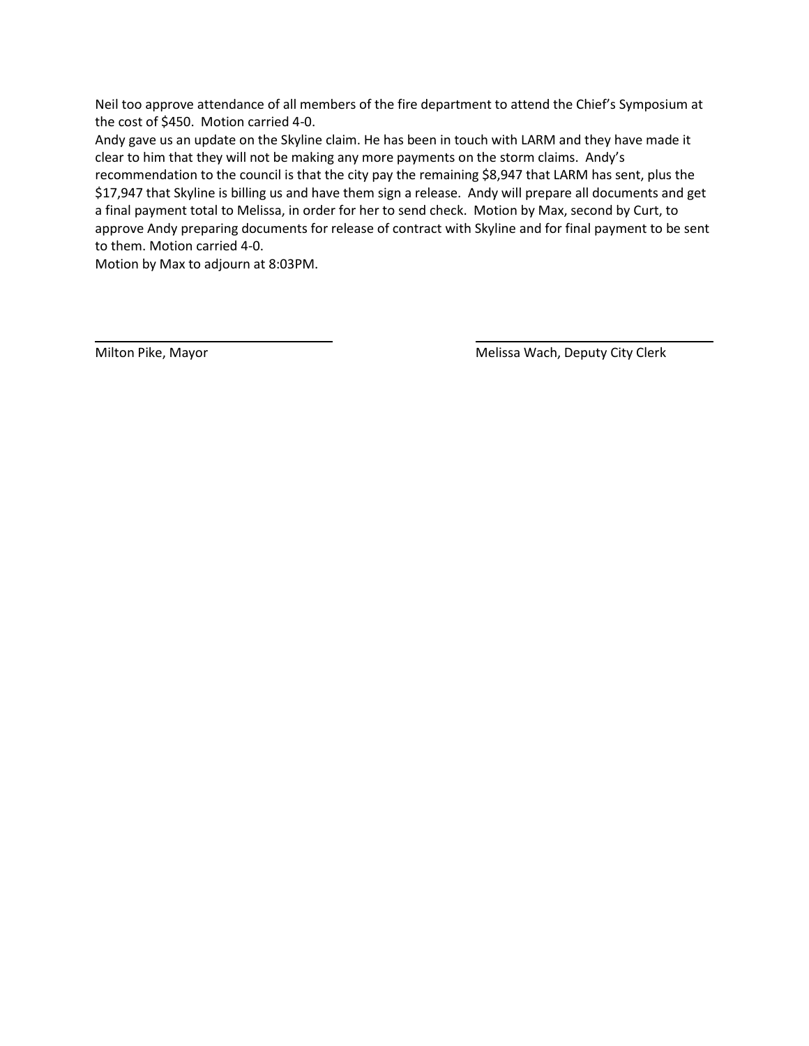Neil too approve attendance of all members of the fire department to attend the Chief's Symposium at the cost of $450. Motion carried 4-0.

Andy gave us an update on the Skyline claim. He has been in touch with LARM and they have made it clear to him that they will not be making any more payments on the storm claims. Andy's recommendation to the council is that the city pay the remaining $8,947 that LARM has sent, plus the $17,947 that Skyline is billing us and have them sign a release. Andy will prepare all documents and get a final payment total to Melissa, in order for her to send check. Motion by Max, second by Curt, to approve Andy preparing documents for release of contract with Skyline and for final payment to be sent to them. Motion carried 4-0.

Motion by Max to adjourn at 8:03PM.

Milton Pike, Mayor

Melissa Wach, Deputy City Clerk